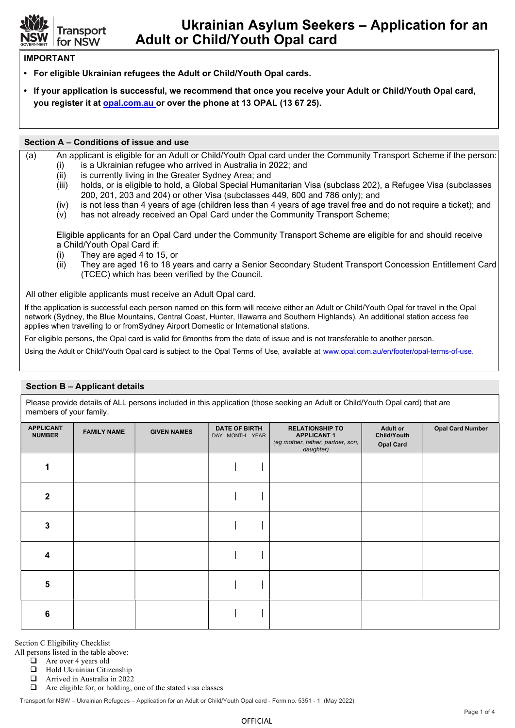# Ukrainian Asylum Seekers – Application for an Adult or Child/Youth Opal card

**IMPORTANT**

- **For eligible Ukrainian refugees the Adult or Child/Youth Opal cards.**
- **If your application is successful, we recommend that once you receive your Adult or Child/Youth Opal card, you register it at [opal.com.au](opal.com.au) or over the phone at 13 OPAL (13 67 25).**

## Section A – Conditions of issue and use

(a) An applicant is eligible for an Adult or Child/Youth Opal card under the Community Transport Scheme if the person:

- (i) is a Ukrainian refugee who arrived in Australia in 2022; and
- (ii) is currently living in the Greater Sydney Area; and
- (iii) holds, or is eligible to hold, a Global Special Humanitarian Visa (subclass 202), a Refugee Visa (subclasses 200, 201, 203 and 204) or other Visa (subclasses 449, 600 and 786 only); and
- (iv) is not less than 4 years of age (children less than 4 years of age travel free and do not require a ticket); and
- (v) has not already received an Opal Card under the Community Transport Scheme;

Eligible applicants for an Opal Card under the Community Transport Scheme are eligible for and should receive a Child/Youth Opal Card if:

- (i) They are aged 4 to 15, or
- (ii) They are aged 16 to 18 years and carry a Senior Secondary Student Transport Concession Entitlement Card (TCEC) which has been verified by the Council.

All other eligible applicants must receive an Adult Opal card.

If the application is successful each person named on this form will receive either an Adult or Child/Youth Opal for travel in the Opal network (Sydney, the Blue Mountains, Central Coast, Hunter, Illawarra and Southern Highlands). An additional station access fee applies when travelling to or fromSydney Airport Domestic or International stations.

For eligible persons, the Opal card is valid for 6months from the date of issue and is not transferable to another person.

Using the Adult or Child/Youth Opal card is subject to the Opal Terms of Use, available at [www.opal.com.au/en/footer/opal-terms-of-use](www.opal.com.au/en/footer/opal-terms-of-use).

## Section B – Applicant details

Please provide details of ALL persons included in this application (those seeking an Adult or Child/Youth Opal card) that are members of your family.

| APPLICANT NUMBER | FAMILY NAME | GIVEN NAMES | DATE OF BIRTH (DAY MONTH YEAR) | RELATIONSHIP TO APPLICANT 1 (*eg mother, father, partner, son, daughter*) | Adult or Child/Youth Opal Card | Opal Card Number |
|---|---|---|---|---|---|---|
| 1 | | | | | | |
| 2 | | | | | | |
| 3 | | | | | | |
| 4 | | | | | | |
| 5 | | | | | | |
| 6 | | | | | | |

Section C Eligibility Checklist

All persons listed in the table above:

- ❑ Are over 4 years old
- ❑ Hold Ukrainian Citizenship
- ❑ Arrived in Australia in 2022
- ❑ Are eligible for, or holding, one of the stated visa classes

Transport for NSW – Ukrainian Refugees – Application for an Adult or Child/Youth Opal card - Form no. 5351 - 1 (May 2022)

OFFICIAL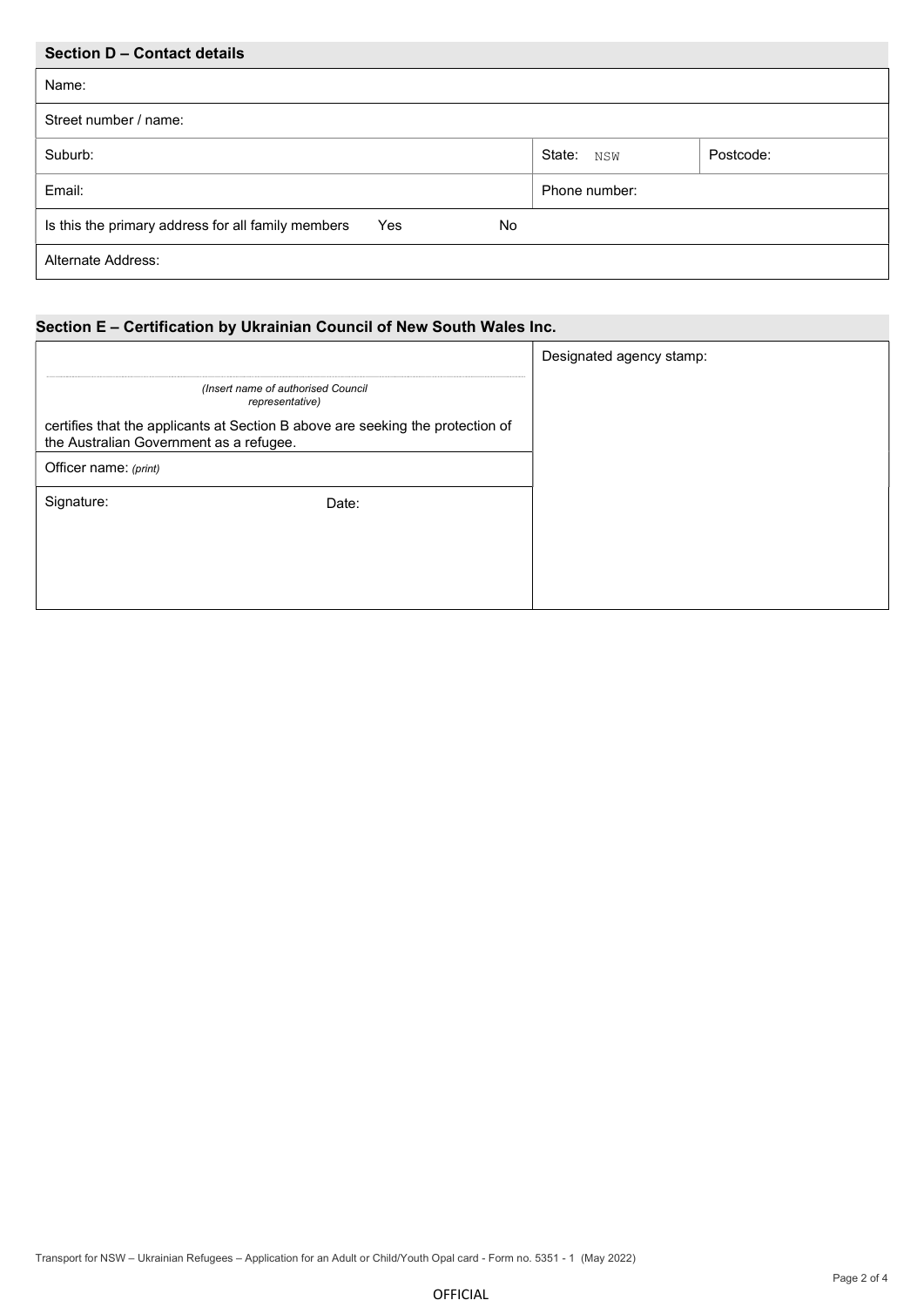## Section D – Contact details

| | | |
|---|---|---|
| Name: | | |
| Street number / name: | | |
| Suburb: | State: NSW | Postcode: |
| Email: | Phone number: | |
| Is this the primary address for all family members Yes No | | |
| Alternate Address: | | |

## Section E – Certification by Ukrainian Council of New South Wales Inc.

| | |
|---|---|
| ................................................................ *(Insert name of authorised Council representative)* certifies that the applicants at Section B above are seeking the protection of the Australian Government as a refugee. | Designated agency stamp: |
| Officer name: *(print)* | |
| Signature: Date: | |

Transport for NSW – Ukrainian Refugees – Application for an Adult or Child/Youth Opal card - Form no. 5351 - 1 (May 2022)

OFFICIAL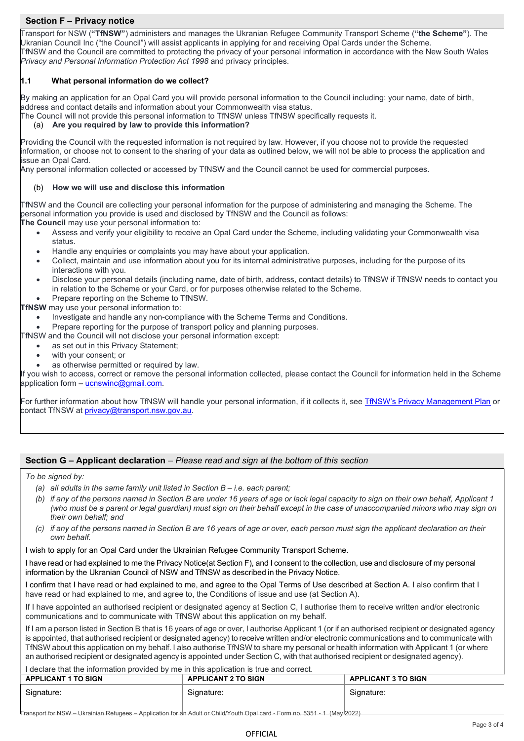## Section F – Privacy notice

Transport for NSW (**"TfNSW"**) administers and manages the Ukranian Refugee Community Transport Scheme (**"the Scheme"**). The Ukranian Council Inc ("the Council") will assist applicants in applying for and receiving Opal Cards under the Scheme.
TfNSW and the Council are committed to protecting the privacy of your personal information in accordance with the New South Wales *Privacy and Personal Information Protection Act 1998* and privacy principles.

### 1.1 What personal information do we collect?

By making an application for an Opal Card you will provide personal information to the Council including: your name, date of birth, address and contact details and information about your Commonwealth visa status.
The Council will not provide this personal information to TfNSW unless TfNSW specifically requests it.

#### (a) Are you required by law to provide this information?

Providing the Council with the requested information is not required by law. However, if you choose not to provide the requested information, or choose not to consent to the sharing of your data as outlined below, we will not be able to process the application and issue an Opal Card.
Any personal information collected or accessed by TfNSW and the Council cannot be used for commercial purposes.

#### (b) How we will use and disclose this information

TfNSW and the Council are collecting your personal information for the purpose of administering and managing the Scheme. The personal information you provide is used and disclosed by TfNSW and the Council as follows:

**The Council** may use your personal information to:

- Assess and verify your eligibility to receive an Opal Card under the Scheme, including validating your Commonwealth visa status.
- Handle any enquiries or complaints you may have about your application.
- Collect, maintain and use information about you for its internal administrative purposes, including for the purpose of its interactions with you.
- Disclose your personal details (including name, date of birth, address, contact details) to TfNSW if TfNSW needs to contact you in relation to the Scheme or your Card, or for purposes otherwise related to the Scheme.
- Prepare reporting on the Scheme to TfNSW.

**TfNSW** may use your personal information to:

- Investigate and handle any non-compliance with the Scheme Terms and Conditions.
- Prepare reporting for the purpose of transport policy and planning purposes.

TfNSW and the Council will not disclose your personal information except:

- as set out in this Privacy Statement;
- with your consent; or
- as otherwise permitted or required by law.

If you wish to access, correct or remove the personal information collected, please contact the Council for information held in the Scheme application form – ucnswinc@gmail.com.

For further information about how TfNSW will handle your personal information, if it collects it, see TfNSW's Privacy Management Plan or contact TfNSW at privacy@transport.nsw.gov.au.

## Section G – Applicant declaration – *Please read and sign at the bottom of this section*

*To be signed by:*

*(a) all adults in the same family unit listed in Section B – i.e. each parent;*

*(b) if any of the persons named in Section B are under 16 years of age or lack legal capacity to sign on their own behalf, Applicant 1 (who must be a parent or legal guardian) must sign on their behalf except in the case of unaccompanied minors who may sign on their own behalf; and*

*(c) if any of the persons named in Section B are 16 years of age or over, each person must sign the applicant declaration on their own behalf.*

I wish to apply for an Opal Card under the Ukrainian Refugee Community Transport Scheme.

I have read or had explained to me the Privacy Notice(at Section F), and I consent to the collection, use and disclosure of my personal information by the Ukranian Council of NSW and TfNSW as described in the Privacy Notice.

I confirm that I have read or had explained to me, and agree to the Opal Terms of Use described at Section A. I also confirm that I have read or had explained to me, and agree to, the Conditions of issue and use (at Section A).

If I have appointed an authorised recipient or designated agency at Section C, I authorise them to receive written and/or electronic communications and to communicate with TfNSW about this application on my behalf.

If I am a person listed in Section B that is 16 years of age or over, I authorise Applicant 1 (or if an authorised recipient or designated agency is appointed, that authorised recipient or designated agency) to receive written and/or electronic communications and to communicate with TfNSW about this application on my behalf. I also authorise TfNSW to share my personal or health information with Applicant 1 (or where an authorised recipient or designated agency is appointed under Section C, with that authorised recipient or designated agency).

I declare that the information provided by me in this application is true and correct.

| APPLICANT 1 TO SIGN | APPLICANT 2 TO SIGN | APPLICANT 3 TO SIGN |
|---|---|---|
| Signature: | Signature: | Signature: |

~~Transport for NSW – Ukrainian Refugees – Application for an Adult or Child/Youth Opal card - Form no. 5351 - 1 (May 2022)~~

OFFICIAL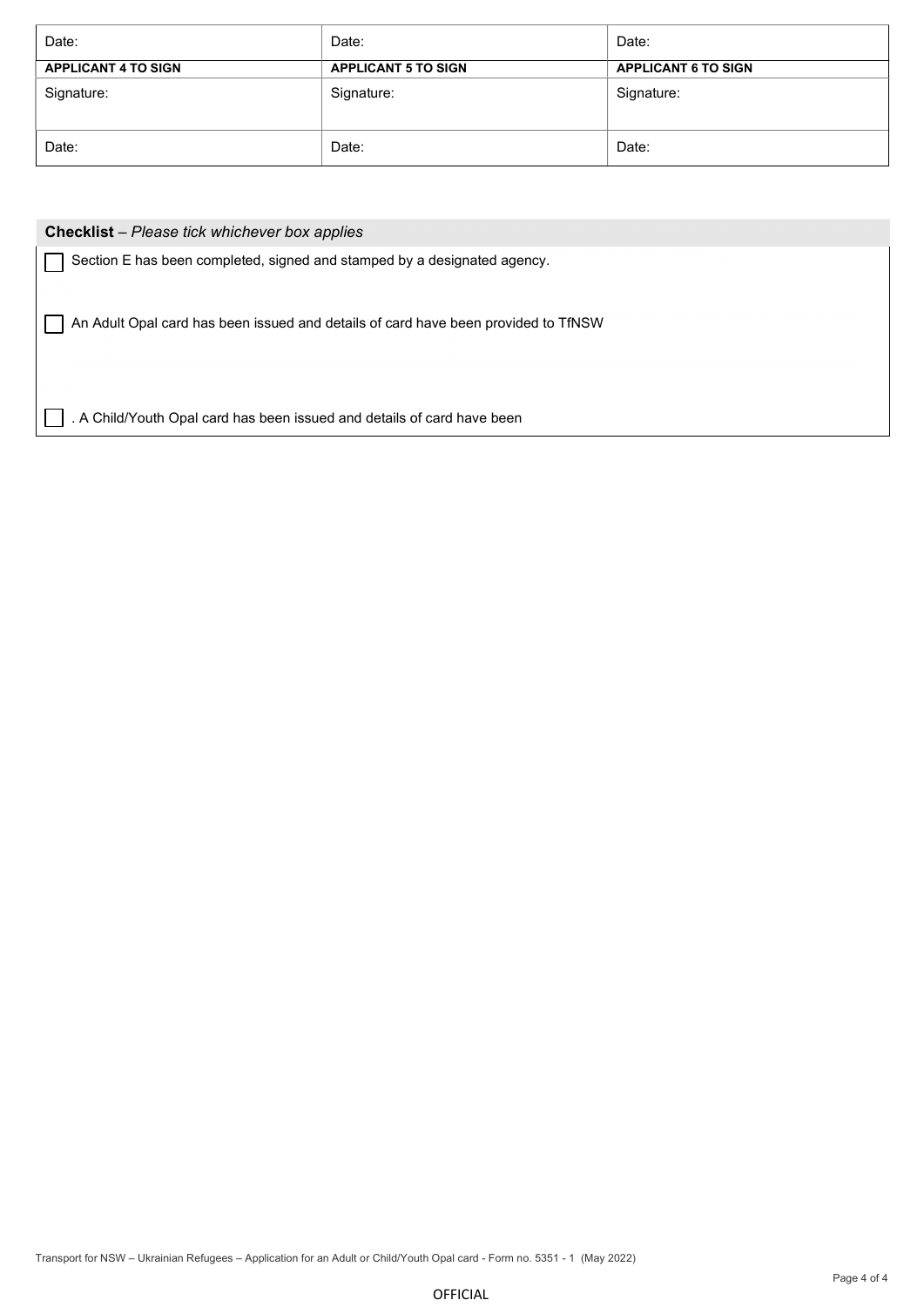| | | |
|---|---|---|
| Date: | Date: | Date: |
| **APPLICANT 4 TO SIGN** | **APPLICANT 5 TO SIGN** | **APPLICANT 6 TO SIGN** |
| Signature: | Signature: | Signature: |
| Date: | Date: | Date: |

**Checklist** – *Please tick whichever box applies*

☐ Section E has been completed, signed and stamped by a designated agency.

☐ An Adult Opal card has been issued and details of card have been provided to TfNSW

☐ . A Child/Youth Opal card has been issued and details of card have been

Transport for NSW – Ukrainian Refugees – Application for an Adult or Child/Youth Opal card - Form no. 5351 - 1 (May 2022)

OFFICIAL